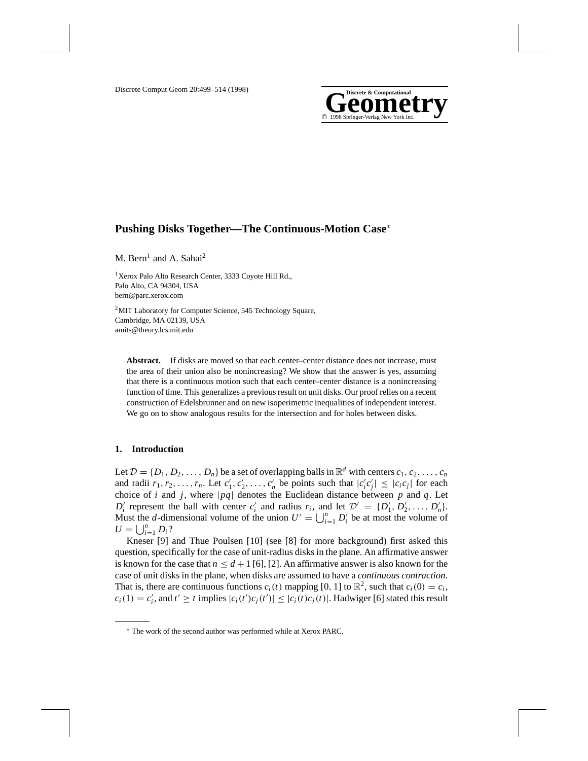# Pushing Disks Together—The Continuous-Motion Case*

M. Bern[1] and A. Sahai[2]

[1] Xerox Palo Alto Research Center, 3333 Coyote Hill Rd.,
Palo Alto, CA 94304, USA
bern@parc.xerox.com

[2] MIT Laboratory for Computer Science, 545 Technology Square,
Cambridge, MA 02139, USA
amits@theory.lcs.mit.edu

**Abstract.** If disks are moved so that each center–center distance does not increase, must the area of their union also be nonincreasing? We show that the answer is yes, assuming that there is a continuous motion such that each center–center distance is a nonincreasing function of time. This generalizes a previous result on unit disks. Our proof relies on a recent construction of Edelsbrunner and on new isoperimetric inequalities of independent interest. We go on to show analogous results for the intersection and for holes between disks.

## 1. Introduction

Let $\mathcal{D} = \{D_1, D_2, \ldots, D_n\}$ be a set of overlapping balls in $\mathbb{R}^d$ with centers $c_1, c_2, \ldots, c_n$ and radii $r_1, r_2, \ldots, r_n$. Let $c'_1, c'_2, \ldots, c'_n$ be points such that $|c'_i c'_j| \le |c_i c_j|$ for each choice of $i$ and $j$, where $|pq|$ denotes the Euclidean distance between $p$ and $q$. Let $D'_i$ represent the ball with center $c'_i$ and radius $r_i$, and let $\mathcal{D}' = \{D'_1, D'_2, \ldots, D'_n\}$. Must the $d$-dimensional volume of the union $U' = \bigcup_{i=1}^{n} D'_i$ be at most the volume of $U = \bigcup_{i=1}^{n} D_i$?

Kneser [9] and Thue Poulsen [10] (see [8] for more background) first asked this question, specifically for the case of unit-radius disks in the plane. An affirmative answer is known for the case that $n \le d + 1$ [6], [2]. An affirmative answer is also known for the case of unit disks in the plane, when disks are assumed to have a *continuous contraction*. That is, there are continuous functions $c_i(t)$ mapping [0, 1] to $\mathbb{R}^2$, such that $c_i(0) = c_i$, $c_i(1) = c'_i$, and $t' \ge t$ implies $|c_i(t')c_j(t')| \le |c_i(t)c_j(t)|$. Hadwiger [6] stated this result

* The work of the second author was performed while at Xerox PARC.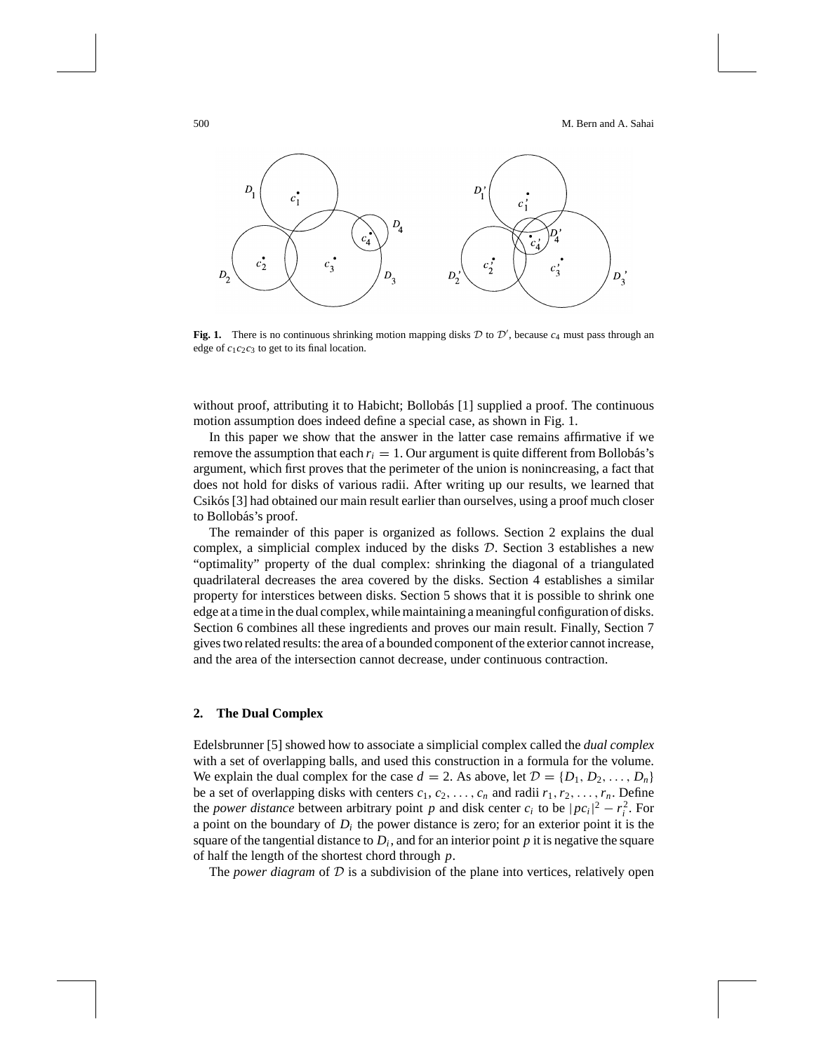**Fig. 1.** There is no continuous shrinking motion mapping disks $\mathcal{D}$ to $\mathcal{D}'$, because $c_4$ must pass through an edge of $c_1c_2c_3$ to get to its final location.

without proof, attributing it to Habicht; Bollobás [1] supplied a proof. The continuous motion assumption does indeed define a special case, as shown in Fig. 1.

In this paper we show that the answer in the latter case remains affirmative if we remove the assumption that each $r_i = 1$. Our argument is quite different from Bollobás's argument, which first proves that the perimeter of the union is nonincreasing, a fact that does not hold for disks of various radii. After writing up our results, we learned that Csikós [3] had obtained our main result earlier than ourselves, using a proof much closer to Bollobás's proof.

The remainder of this paper is organized as follows. Section 2 explains the dual complex, a simplicial complex induced by the disks $\mathcal{D}$. Section 3 establishes a new "optimality" property of the dual complex: shrinking the diagonal of a triangulated quadrilateral decreases the area covered by the disks. Section 4 establishes a similar property for interstices between disks. Section 5 shows that it is possible to shrink one edge at a time in the dual complex, while maintaining a meaningful configuration of disks. Section 6 combines all these ingredients and proves our main result. Finally, Section 7 gives two related results: the area of a bounded component of the exterior cannot increase, and the area of the intersection cannot decrease, under continuous contraction.

## 2. The Dual Complex

Edelsbrunner [5] showed how to associate a simplicial complex called the *dual complex* with a set of overlapping balls, and used this construction in a formula for the volume. We explain the dual complex for the case $d = 2$. As above, let $\mathcal{D} = \{D_1, D_2, \ldots, D_n\}$ be a set of overlapping disks with centers $c_1, c_2, \ldots, c_n$ and radii $r_1, r_2, \ldots, r_n$. Define the *power distance* between arbitrary point $p$ and disk center $c_i$ to be $|pc_i|^2 - r_i^2$. For a point on the boundary of $D_i$ the power distance is zero; for an exterior point it is the square of the tangential distance to $D_i$, and for an interior point $p$ it is negative the square of half the length of the shortest chord through $p$.

The *power diagram* of $\mathcal{D}$ is a subdivision of the plane into vertices, relatively open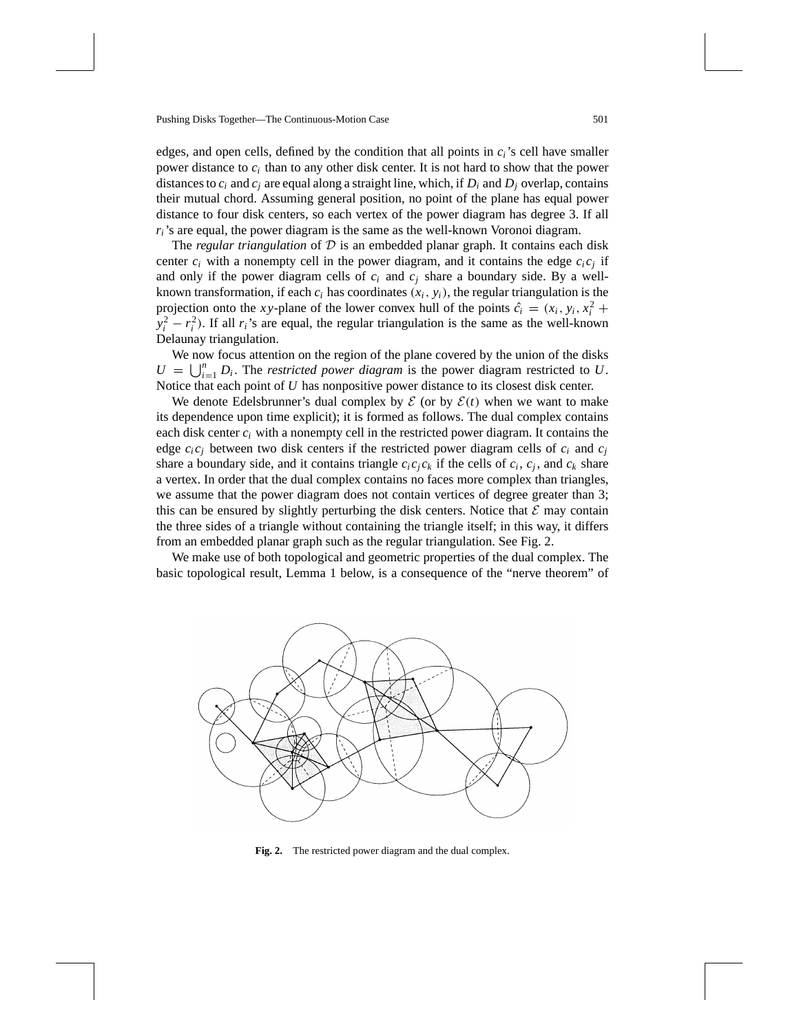edges, and open cells, defined by the condition that all points in $c_i$'s cell have smaller power distance to $c_i$ than to any other disk center. It is not hard to show that the power distances to $c_i$ and $c_j$ are equal along a straight line, which, if $D_i$ and $D_j$ overlap, contains their mutual chord. Assuming general position, no point of the plane has equal power distance to four disk centers, so each vertex of the power diagram has degree 3. If all $r_i$'s are equal, the power diagram is the same as the well-known Voronoi diagram.

The *regular triangulation* of $\mathcal{D}$ is an embedded planar graph. It contains each disk center $c_i$ with a nonempty cell in the power diagram, and it contains the edge $c_i c_j$ if and only if the power diagram cells of $c_i$ and $c_j$ share a boundary side. By a well-known transformation, if each $c_i$ has coordinates $(x_i, y_i)$, the regular triangulation is the projection onto the $xy$-plane of the lower convex hull of the points $\hat{c}_i = (x_i, y_i, x_i^2 + y_i^2 - r_i^2)$. If all $r_i$'s are equal, the regular triangulation is the same as the well-known Delaunay triangulation.

We now focus attention on the region of the plane covered by the union of the disks $U = \bigcup_{i=1}^{n} D_i$. The *restricted power diagram* is the power diagram restricted to $U$. Notice that each point of $U$ has nonpositive power distance to its closest disk center.

We denote Edelsbrunner's dual complex by $\mathcal{E}$ (or by $\mathcal{E}(t)$ when we want to make its dependence upon time explicit); it is formed as follows. The dual complex contains each disk center $c_i$ with a nonempty cell in the restricted power diagram. It contains the edge $c_i c_j$ between two disk centers if the restricted power diagram cells of $c_i$ and $c_j$ share a boundary side, and it contains triangle $c_i c_j c_k$ if the cells of $c_i$, $c_j$, and $c_k$ share a vertex. In order that the dual complex contains no faces more complex than triangles, we assume that the power diagram does not contain vertices of degree greater than 3; this can be ensured by slightly perturbing the disk centers. Notice that $\mathcal{E}$ may contain the three sides of a triangle without containing the triangle itself; in this way, it differs from an embedded planar graph such as the regular triangulation. See Fig. 2.

We make use of both topological and geometric properties of the dual complex. The basic topological result, Lemma 1 below, is a consequence of the "nerve theorem" of

**Fig. 2.** The restricted power diagram and the dual complex.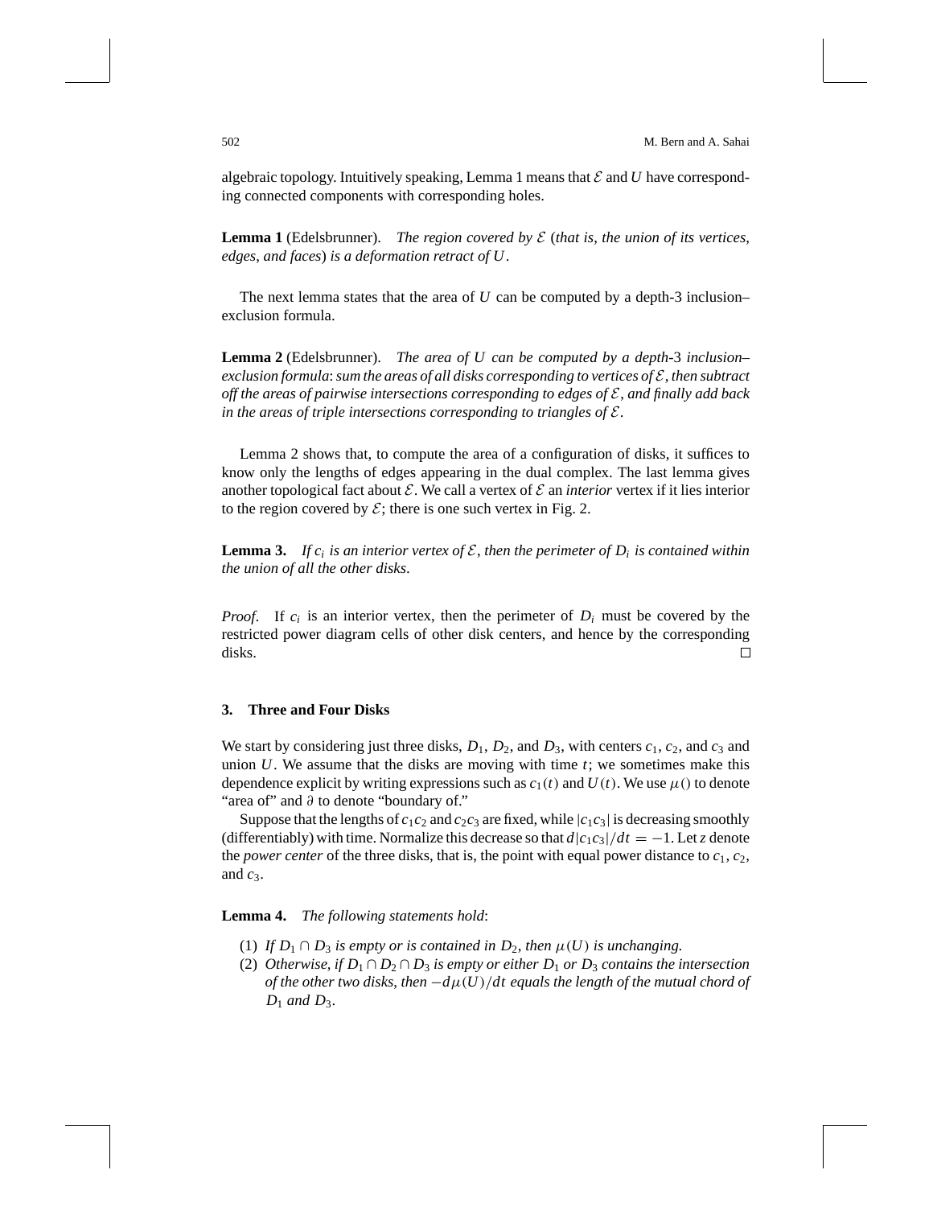algebraic topology. Intuitively speaking, Lemma 1 means that $\mathcal{E}$ and $U$ have corresponding connected components with corresponding holes.

**Lemma 1** (Edelsbrunner). *The region covered by $\mathcal{E}$ (that is, the union of its vertices, edges, and faces) is a deformation retract of $U$.*

The next lemma states that the area of $U$ can be computed by a depth-3 inclusion–exclusion formula.

**Lemma 2** (Edelsbrunner). *The area of $U$ can be computed by a depth-3 inclusion–exclusion formula: sum the areas of all disks corresponding to vertices of $\mathcal{E}$, then subtract off the areas of pairwise intersections corresponding to edges of $\mathcal{E}$, and finally add back in the areas of triple intersections corresponding to triangles of $\mathcal{E}$.*

Lemma 2 shows that, to compute the area of a configuration of disks, it suffices to know only the lengths of edges appearing in the dual complex. The last lemma gives another topological fact about $\mathcal{E}$. We call a vertex of $\mathcal{E}$ an *interior* vertex if it lies interior to the region covered by $\mathcal{E}$; there is one such vertex in Fig. 2.

**Lemma 3.** *If $c_i$ is an interior vertex of $\mathcal{E}$, then the perimeter of $D_i$ is contained within the union of all the other disks.*

*Proof.* If $c_i$ is an interior vertex, then the perimeter of $D_i$ must be covered by the restricted power diagram cells of other disk centers, and hence by the corresponding disks. □

## 3. Three and Four Disks

We start by considering just three disks, $D_1$, $D_2$, and $D_3$, with centers $c_1$, $c_2$, and $c_3$ and union $U$. We assume that the disks are moving with time $t$; we sometimes make this dependence explicit by writing expressions such as $c_1(t)$ and $U(t)$. We use $\mu()$ to denote "area of" and $\partial$ to denote "boundary of."

Suppose that the lengths of $c_1c_2$ and $c_2c_3$ are fixed, while $|c_1c_3|$ is decreasing smoothly (differentiably) with time. Normalize this decrease so that $d|c_1c_3|/dt = -1$. Let $z$ denote the *power center* of the three disks, that is, the point with equal power distance to $c_1$, $c_2$, and $c_3$.

**Lemma 4.** *The following statements hold:*

1. *If $D_1 \cap D_3$ is empty or is contained in $D_2$, then $\mu(U)$ is unchanging.*
2. *Otherwise, if $D_1 \cap D_2 \cap D_3$ is empty or either $D_1$ or $D_3$ contains the intersection of the other two disks, then $-d\mu(U)/dt$ equals the length of the mutual chord of $D_1$ and $D_3$.*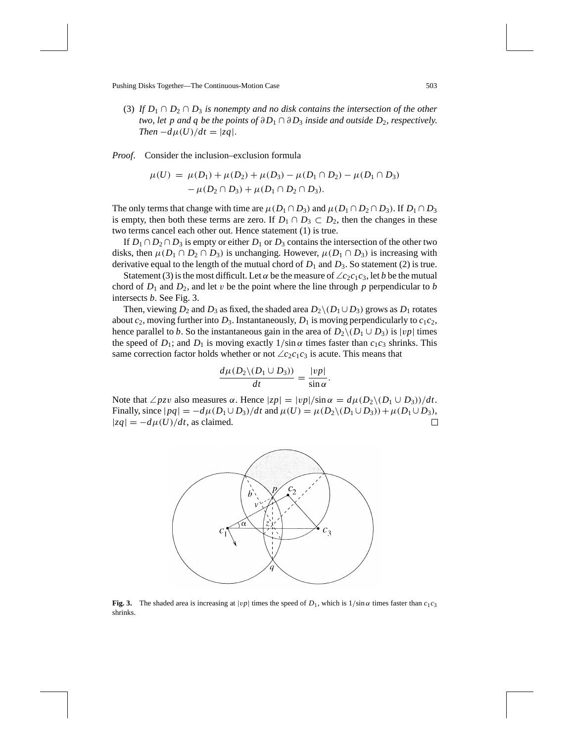(3) *If $D_1 \cap D_2 \cap D_3$ is nonempty and no disk contains the intersection of the other two, let $p$ and $q$ be the points of $\partial D_1 \cap \partial D_3$ inside and outside $D_2$, respectively. Then $-d\mu(U)/dt = |zq|$.*

*Proof*. Consider the inclusion–exclusion formula

$$\mu(U) = \mu(D_1) + \mu(D_2) + \mu(D_3) - \mu(D_1 \cap D_2) - \mu(D_1 \cap D_3) - \mu(D_2 \cap D_3) + \mu(D_1 \cap D_2 \cap D_3).$$

The only terms that change with time are $\mu(D_1 \cap D_3)$ and $\mu(D_1 \cap D_2 \cap D_3)$. If $D_1 \cap D_3$ is empty, then both these terms are zero. If $D_1 \cap D_3 \subset D_2$, then the changes in these two terms cancel each other out. Hence statement (1) is true.

If $D_1 \cap D_2 \cap D_3$ is empty or either $D_1$ or $D_3$ contains the intersection of the other two disks, then $\mu(D_1 \cap D_2 \cap D_3)$ is unchanging. However, $\mu(D_1 \cap D_3)$ is increasing with derivative equal to the length of the mutual chord of $D_1$ and $D_3$. So statement (2) is true.

Statement (3) is the most difficult. Let $\alpha$ be the measure of $\angle c_2 c_1 c_3$, let $b$ be the mutual chord of $D_1$ and $D_2$, and let $v$ be the point where the line through $p$ perpendicular to $b$ intersects $b$. See Fig. 3.

Then, viewing $D_2$ and $D_3$ as fixed, the shaded area $D_2 \backslash (D_1 \cup D_3)$ grows as $D_1$ rotates about $c_2$, moving further into $D_3$. Instantaneously, $D_1$ is moving perpendicularly to $c_1c_2$, hence parallel to $b$. So the instantaneous gain in the area of $D_2 \backslash (D_1 \cup D_3)$ is $|vp|$ times the speed of $D_1$; and $D_1$ is moving exactly $1/\sin\alpha$ times faster than $c_1c_3$ shrinks. This same correction factor holds whether or not $\angle c_2 c_1 c_3$ is acute. This means that

$$\frac{d\mu(D_2 \backslash (D_1 \cup D_3))}{dt} = \frac{|vp|}{\sin\alpha}.$$

Note that $\angle pzv$ also measures $\alpha$. Hence $|zp| = |vp|/\sin\alpha = d\mu(D_2 \backslash (D_1 \cup D_3))/dt$. Finally, since $|pq| = -d\mu(D_1 \cup D_3)/dt$ and $\mu(U) = \mu(D_2 \backslash (D_1 \cup D_3)) + \mu(D_1 \cup D_3)$, $|zq| = -d\mu(U)/dt$, as claimed. □

**Fig. 3.** The shaded area is increasing at $|vp|$ times the speed of $D_1$, which is $1/\sin\alpha$ times faster than $c_1c_3$ shrinks.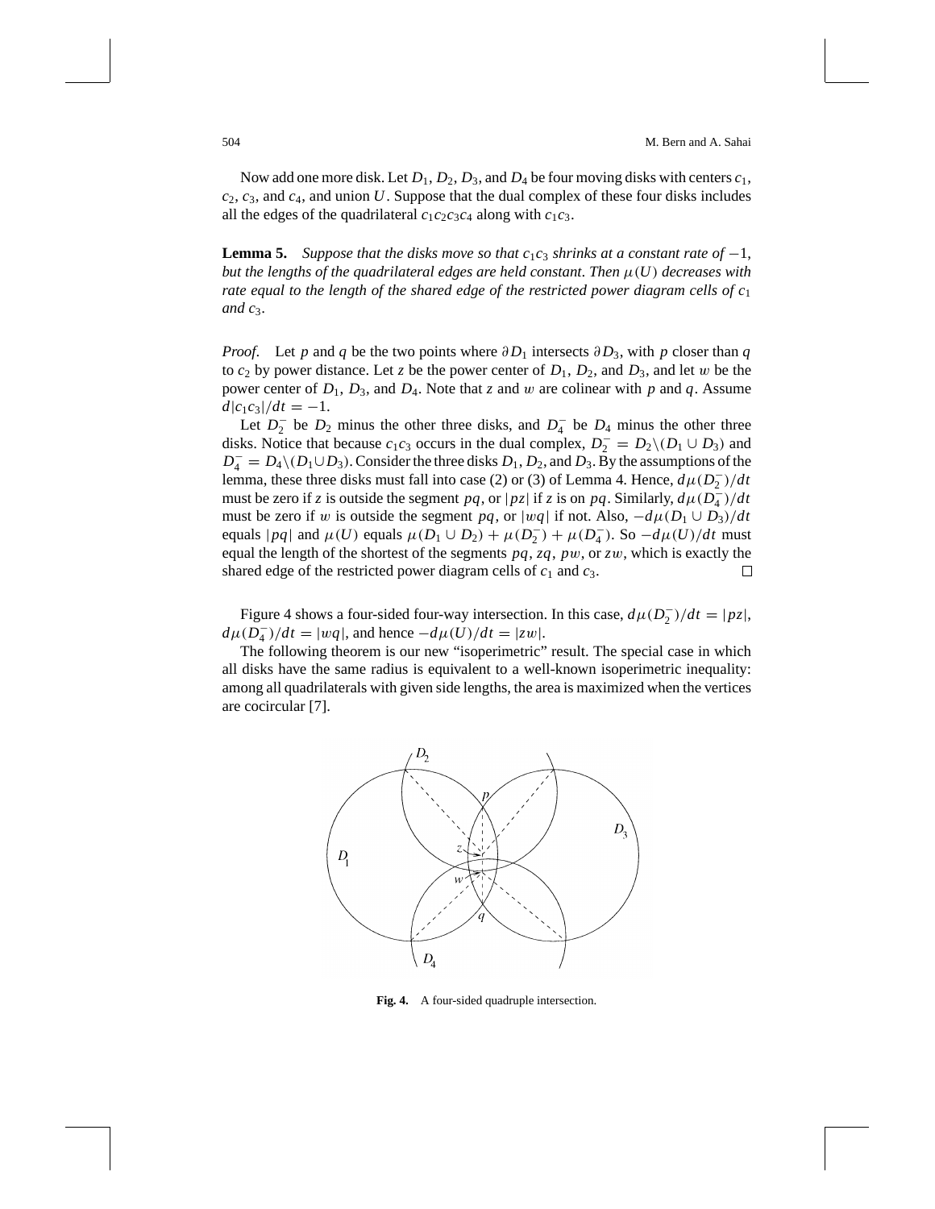Now add one more disk. Let $D_1$, $D_2$, $D_3$, and $D_4$ be four moving disks with centers $c_1$, $c_2$, $c_3$, and $c_4$, and union $U$. Suppose that the dual complex of these four disks includes all the edges of the quadrilateral $c_1c_2c_3c_4$ along with $c_1c_3$.

**Lemma 5.** *Suppose that the disks move so that $c_1c_3$ shrinks at a constant rate of $-1$, but the lengths of the quadrilateral edges are held constant. Then $\mu(U)$ decreases with rate equal to the length of the shared edge of the restricted power diagram cells of $c_1$ and $c_3$.*

*Proof.* Let $p$ and $q$ be the two points where $\partial D_1$ intersects $\partial D_3$, with $p$ closer than $q$ to $c_2$ by power distance. Let $z$ be the power center of $D_1$, $D_2$, and $D_3$, and let $w$ be the power center of $D_1$, $D_3$, and $D_4$. Note that $z$ and $w$ are colinear with $p$ and $q$. Assume $d|c_1c_3|/dt = -1$.

Let $D_2^-$ be $D_2$ minus the other three disks, and $D_4^-$ be $D_4$ minus the other three disks. Notice that because $c_1c_3$ occurs in the dual complex, $D_2^- = D_2 \backslash (D_1 \cup D_3)$ and $D_4^- = D_4 \backslash (D_1 \cup D_3)$. Consider the three disks $D_1$, $D_2$, and $D_3$. By the assumptions of the lemma, these three disks must fall into case (2) or (3) of Lemma 4. Hence, $d\mu(D_2^-)/dt$ must be zero if $z$ is outside the segment $pq$, or $|pz|$ if $z$ is on $pq$. Similarly, $d\mu(D_4^-)/dt$ must be zero if $w$ is outside the segment $pq$, or $|wq|$ if not. Also, $-d\mu(D_1 \cup D_3)/dt$ equals $|pq|$ and $\mu(U)$ equals $\mu(D_1 \cup D_2) + \mu(D_2^-) + \mu(D_4^-)$. So $-d\mu(U)/dt$ must equal the length of the shortest of the segments $pq$, $zq$, $pw$, or $zw$, which is exactly the shared edge of the restricted power diagram cells of $c_1$ and $c_3$. $\square$

Figure 4 shows a four-sided four-way intersection. In this case, $d\mu(D_2^-)/dt = |pz|$, $d\mu(D_4^-)/dt = |wq|$, and hence $-d\mu(U)/dt = |zw|$.

The following theorem is our new "isoperimetric" result. The special case in which all disks have the same radius is equivalent to a well-known isoperimetric inequality: among all quadrilaterals with given side lengths, the area is maximized when the vertices are cocircular [7].

**Fig. 4.** A four-sided quadruple intersection.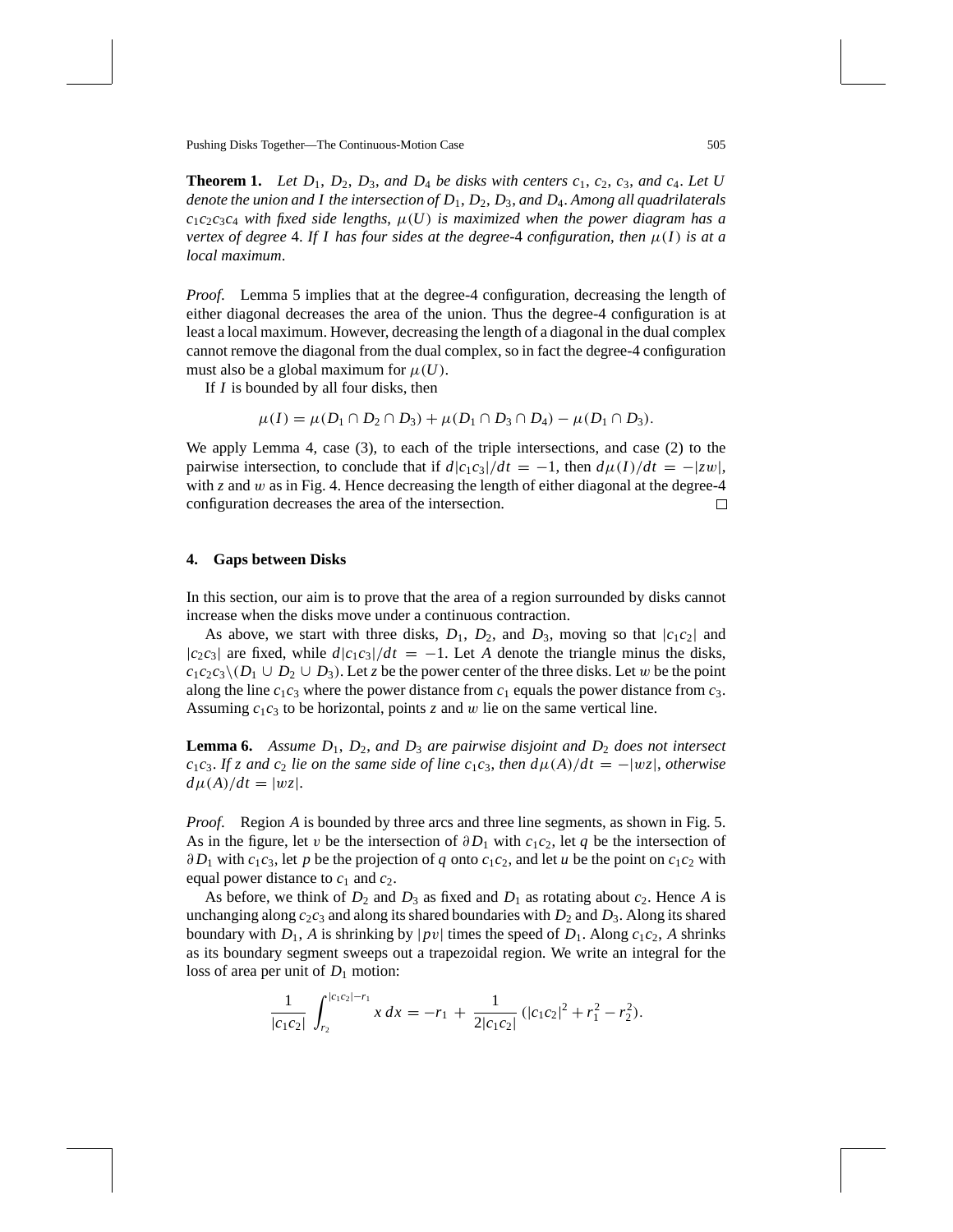**Theorem 1.** *Let $D_1$, $D_2$, $D_3$, and $D_4$ be disks with centers $c_1$, $c_2$, $c_3$, and $c_4$. Let $U$ denote the union and $I$ the intersection of $D_1$, $D_2$, $D_3$, and $D_4$. Among all quadrilaterals $c_1c_2c_3c_4$ with fixed side lengths, $\mu(U)$ is maximized when the power diagram has a vertex of degree 4. If $I$ has four sides at the degree-4 configuration, then $\mu(I)$ is at a local maximum.*

*Proof.* Lemma 5 implies that at the degree-4 configuration, decreasing the length of either diagonal decreases the area of the union. Thus the degree-4 configuration is at least a local maximum. However, decreasing the length of a diagonal in the dual complex cannot remove the diagonal from the dual complex, so in fact the degree-4 configuration must also be a global maximum for $\mu(U)$.

If $I$ is bounded by all four disks, then

$$\mu(I) = \mu(D_1 \cap D_2 \cap D_3) + \mu(D_1 \cap D_3 \cap D_4) - \mu(D_1 \cap D_3).$$

We apply Lemma 4, case (3), to each of the triple intersections, and case (2) to the pairwise intersection, to conclude that if $d|c_1c_3|/dt = -1$, then $d\mu(I)/dt = -|zw|$, with $z$ and $w$ as in Fig. 4. Hence decreasing the length of either diagonal at the degree-4 configuration decreases the area of the intersection. □

## 4. Gaps between Disks

In this section, our aim is to prove that the area of a region surrounded by disks cannot increase when the disks move under a continuous contraction.

As above, we start with three disks, $D_1$, $D_2$, and $D_3$, moving so that $|c_1c_2|$ and $|c_2c_3|$ are fixed, while $d|c_1c_3|/dt = -1$. Let $A$ denote the triangle minus the disks, $c_1c_2c_3 \backslash (D_1 \cup D_2 \cup D_3)$. Let $z$ be the power center of the three disks. Let $w$ be the point along the line $c_1c_3$ where the power distance from $c_1$ equals the power distance from $c_3$. Assuming $c_1c_3$ to be horizontal, points $z$ and $w$ lie on the same vertical line.

**Lemma 6.** *Assume $D_1$, $D_2$, and $D_3$ are pairwise disjoint and $D_2$ does not intersect $c_1c_3$. If $z$ and $c_2$ lie on the same side of line $c_1c_3$, then $d\mu(A)/dt = -|wz|$, otherwise $d\mu(A)/dt = |wz|$.*

*Proof.* Region $A$ is bounded by three arcs and three line segments, as shown in Fig. 5. As in the figure, let $v$ be the intersection of $\partial D_1$ with $c_1c_2$, let $q$ be the intersection of $\partial D_1$ with $c_1c_3$, let $p$ be the projection of $q$ onto $c_1c_2$, and let $u$ be the point on $c_1c_2$ with equal power distance to $c_1$ and $c_2$.

As before, we think of $D_2$ and $D_3$ as fixed and $D_1$ as rotating about $c_2$. Hence $A$ is unchanging along $c_2c_3$ and along its shared boundaries with $D_2$ and $D_3$. Along its shared boundary with $D_1$, $A$ is shrinking by $|pv|$ times the speed of $D_1$. Along $c_1c_2$, $A$ shrinks as its boundary segment sweeps out a trapezoidal region. We write an integral for the loss of area per unit of $D_1$ motion:

$$\frac{1}{|c_1c_2|} \int_{r_2}^{|c_1c_2|-r_1} x\, dx = -r_1 + \frac{1}{2|c_1c_2|}\left(|c_1c_2|^2 + r_1^2 - r_2^2\right).$$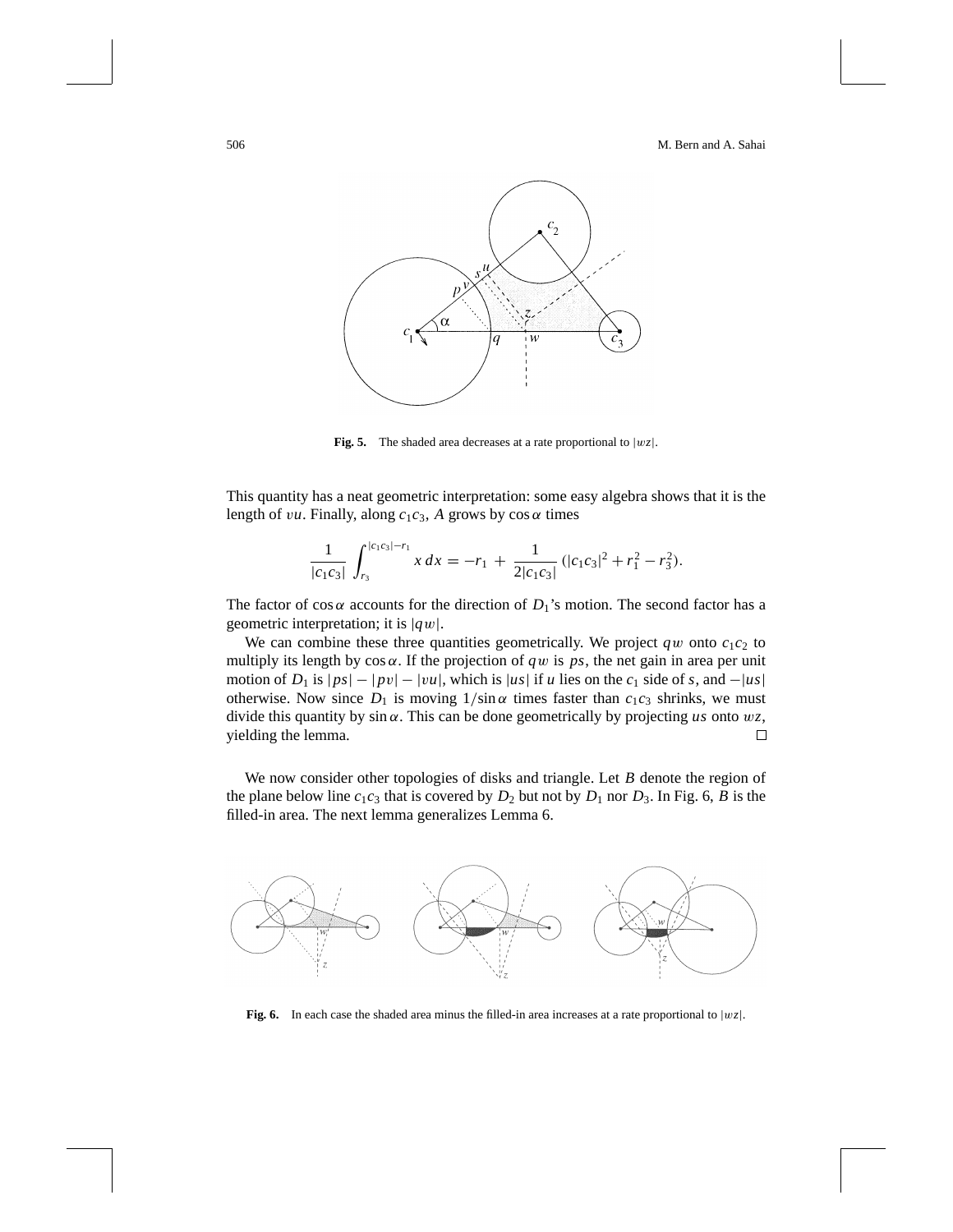**Fig. 5.** The shaded area decreases at a rate proportional to $|wz|$.

This quantity has a neat geometric interpretation: some easy algebra shows that it is the length of $vu$. Finally, along $c_1c_3$, $A$ grows by $\cos\alpha$ times

$$\frac{1}{|c_1c_3|}\int_{r_3}^{|c_1c_3|-r_1} x\,dx = -r_1 + \frac{1}{2|c_1c_3|}\,(|c_1c_3|^2 + r_1^2 - r_3^2).$$

The factor of $\cos\alpha$ accounts for the direction of $D_1$'s motion. The second factor has a geometric interpretation; it is $|qw|$.

We can combine these three quantities geometrically. We project $qw$ onto $c_1c_2$ to multiply its length by $\cos\alpha$. If the projection of $qw$ is $ps$, the net gain in area per unit motion of $D_1$ is $|ps| - |pv| - |vu|$, which is $|us|$ if $u$ lies on the $c_1$ side of $s$, and $-|us|$ otherwise. Now since $D_1$ is moving $1/\sin\alpha$ times faster than $c_1c_3$ shrinks, we must divide this quantity by $\sin\alpha$. This can be done geometrically by projecting $us$ onto $wz$, yielding the lemma. □

We now consider other topologies of disks and triangle. Let $B$ denote the region of the plane below line $c_1c_3$ that is covered by $D_2$ but not by $D_1$ nor $D_3$. In Fig. 6, $B$ is the filled-in area. The next lemma generalizes Lemma 6.

**Fig. 6.** In each case the shaded area minus the filled-in area increases at a rate proportional to $|wz|$.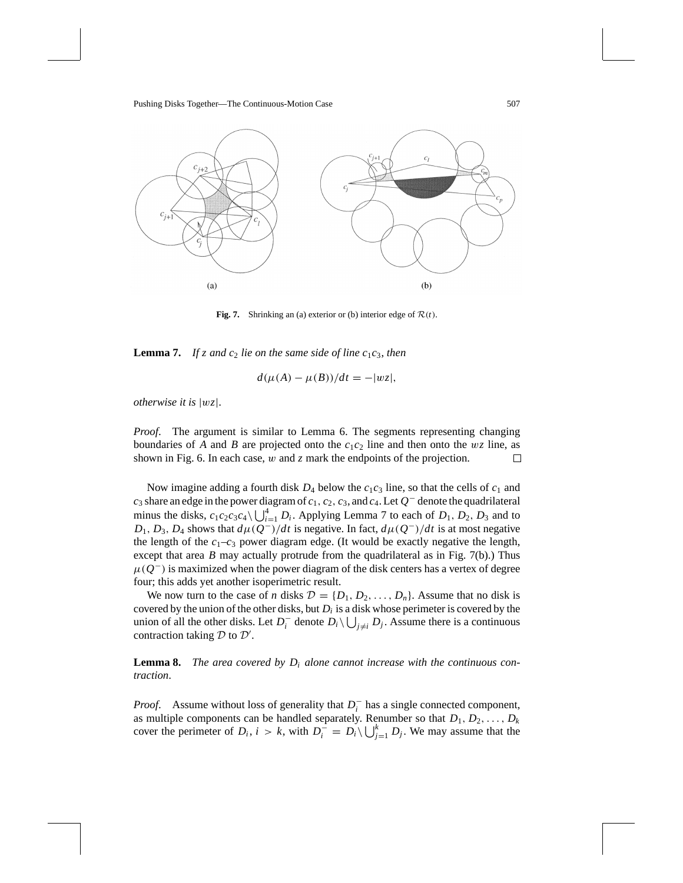**Fig. 7.** Shrinking an (a) exterior or (b) interior edge of $\mathcal{R}(t)$.

**Lemma 7.** *If $z$ and $c_2$ lie on the same side of line $c_1c_3$, then*

$$d(\mu(A) - \mu(B))/dt = -|wz|,$$

*otherwise it is $|wz|$.*

*Proof.* The argument is similar to Lemma 6. The segments representing changing boundaries of $A$ and $B$ are projected onto the $c_1c_2$ line and then onto the $wz$ line, as shown in Fig. 6. In each case, $w$ and $z$ mark the endpoints of the projection. □

Now imagine adding a fourth disk $D_4$ below the $c_1c_3$ line, so that the cells of $c_1$ and $c_3$ share an edge in the power diagram of $c_1$, $c_2$, $c_3$, and $c_4$. Let $Q^-$ denote the quadrilateral minus the disks, $c_1c_2c_3c_4 \setminus \bigcup_{i=1}^{4} D_i$. Applying Lemma 7 to each of $D_1$, $D_2$, $D_3$ and to $D_1$, $D_3$, $D_4$ shows that $d\mu(Q^-)/dt$ is negative. In fact, $d\mu(Q^-)/dt$ is at most negative the length of the $c_1$–$c_3$ power diagram edge. (It would be exactly negative the length, except that area $B$ may actually protrude from the quadrilateral as in Fig. 7(b).) Thus $\mu(Q^-)$ is maximized when the power diagram of the disk centers has a vertex of degree four; this adds yet another isoperimetric result.

We now turn to the case of $n$ disks $\mathcal{D} = \{D_1, D_2, \ldots, D_n\}$. Assume that no disk is covered by the union of the other disks, but $D_i$ is a disk whose perimeter is covered by the union of all the other disks. Let $D_i^-$ denote $D_i \setminus \bigcup_{j \neq i} D_j$. Assume there is a continuous contraction taking $\mathcal{D}$ to $\mathcal{D}'$.

**Lemma 8.** *The area covered by $D_i$ alone cannot increase with the continuous contraction.*

*Proof.* Assume without loss of generality that $D_i^-$ has a single connected component, as multiple components can be handled separately. Renumber so that $D_1, D_2, \ldots, D_k$ cover the perimeter of $D_i$, $i > k$, with $D_i^- = D_i \setminus \bigcup_{j=1}^{k} D_j$. We may assume that the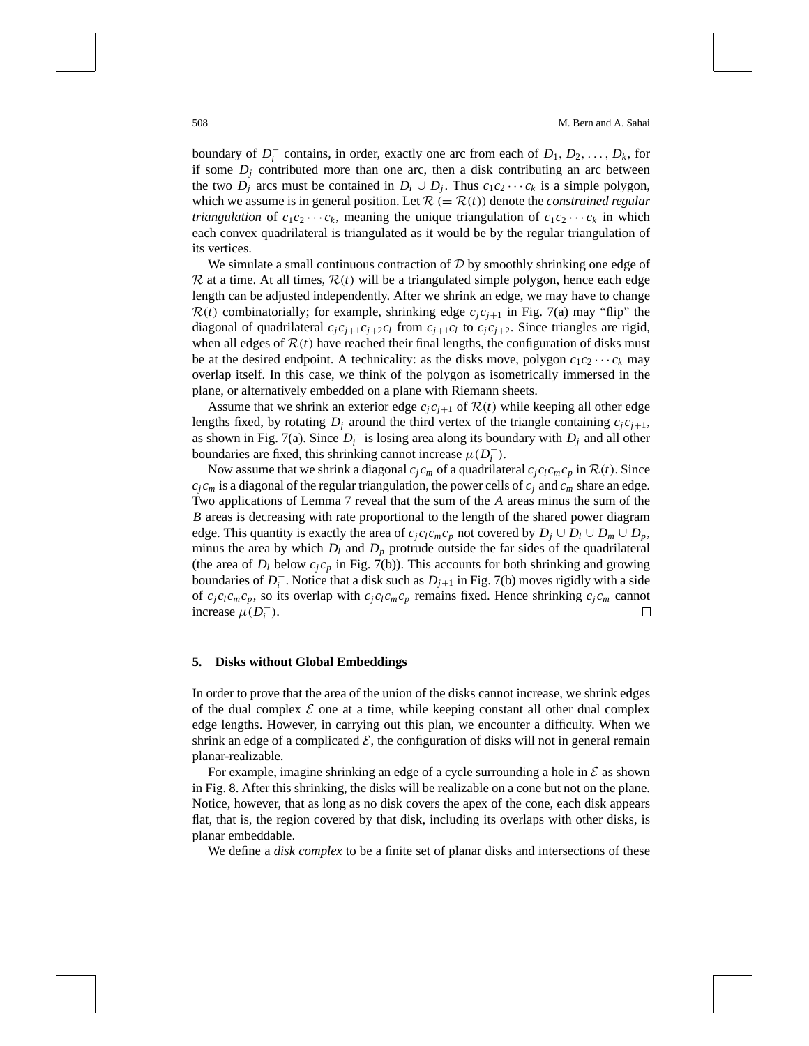boundary of $D_i^-$ contains, in order, exactly one arc from each of $D_1, D_2, \ldots, D_k$, for if some $D_j$ contributed more than one arc, then a disk contributing an arc between the two $D_j$ arcs must be contained in $D_i \cup D_j$. Thus $c_1 c_2 \cdots c_k$ is a simple polygon, which we assume is in general position. Let $\mathcal{R}$ $(= \mathcal{R}(t))$ denote the *constrained regular triangulation* of $c_1 c_2 \cdots c_k$, meaning the unique triangulation of $c_1 c_2 \cdots c_k$ in which each convex quadrilateral is triangulated as it would be by the regular triangulation of its vertices.

We simulate a small continuous contraction of $\mathcal{D}$ by smoothly shrinking one edge of $\mathcal{R}$ at a time. At all times, $\mathcal{R}(t)$ will be a triangulated simple polygon, hence each edge length can be adjusted independently. After we shrink an edge, we may have to change $\mathcal{R}(t)$ combinatorially; for example, shrinking edge $c_j c_{j+1}$ in Fig. 7(a) may "flip" the diagonal of quadrilateral $c_j c_{j+1} c_{j+2} c_l$ from $c_{j+1} c_l$ to $c_j c_{j+2}$. Since triangles are rigid, when all edges of $\mathcal{R}(t)$ have reached their final lengths, the configuration of disks must be at the desired endpoint. A technicality: as the disks move, polygon $c_1 c_2 \cdots c_k$ may overlap itself. In this case, we think of the polygon as isometrically immersed in the plane, or alternatively embedded on a plane with Riemann sheets.

Assume that we shrink an exterior edge $c_j c_{j+1}$ of $\mathcal{R}(t)$ while keeping all other edge lengths fixed, by rotating $D_j$ around the third vertex of the triangle containing $c_j c_{j+1}$, as shown in Fig. 7(a). Since $D_i^-$ is losing area along its boundary with $D_j$ and all other boundaries are fixed, this shrinking cannot increase $\mu(D_i^-)$.

Now assume that we shrink a diagonal $c_j c_m$ of a quadrilateral $c_j c_l c_m c_p$ in $\mathcal{R}(t)$. Since $c_j c_m$ is a diagonal of the regular triangulation, the power cells of $c_j$ and $c_m$ share an edge. Two applications of Lemma 7 reveal that the sum of the $A$ areas minus the sum of the $B$ areas is decreasing with rate proportional to the length of the shared power diagram edge. This quantity is exactly the area of $c_j c_l c_m c_p$ not covered by $D_j \cup D_l \cup D_m \cup D_p$, minus the area by which $D_l$ and $D_p$ protrude outside the far sides of the quadrilateral (the area of $D_l$ below $c_j c_p$ in Fig. 7(b)). This accounts for both shrinking and growing boundaries of $D_i^-$. Notice that a disk such as $D_{j+1}$ in Fig. 7(b) moves rigidly with a side of $c_j c_l c_m c_p$, so its overlap with $c_j c_l c_m c_p$ remains fixed. Hence shrinking $c_j c_m$ cannot increase $\mu(D_i^-)$. □

## 5. Disks without Global Embeddings

In order to prove that the area of the union of the disks cannot increase, we shrink edges of the dual complex $\mathcal{E}$ one at a time, while keeping constant all other dual complex edge lengths. However, in carrying out this plan, we encounter a difficulty. When we shrink an edge of a complicated $\mathcal{E}$, the configuration of disks will not in general remain planar-realizable.

For example, imagine shrinking an edge of a cycle surrounding a hole in $\mathcal{E}$ as shown in Fig. 8. After this shrinking, the disks will be realizable on a cone but not on the plane. Notice, however, that as long as no disk covers the apex of the cone, each disk appears flat, that is, the region covered by that disk, including its overlaps with other disks, is planar embeddable.

We define a *disk complex* to be a finite set of planar disks and intersections of these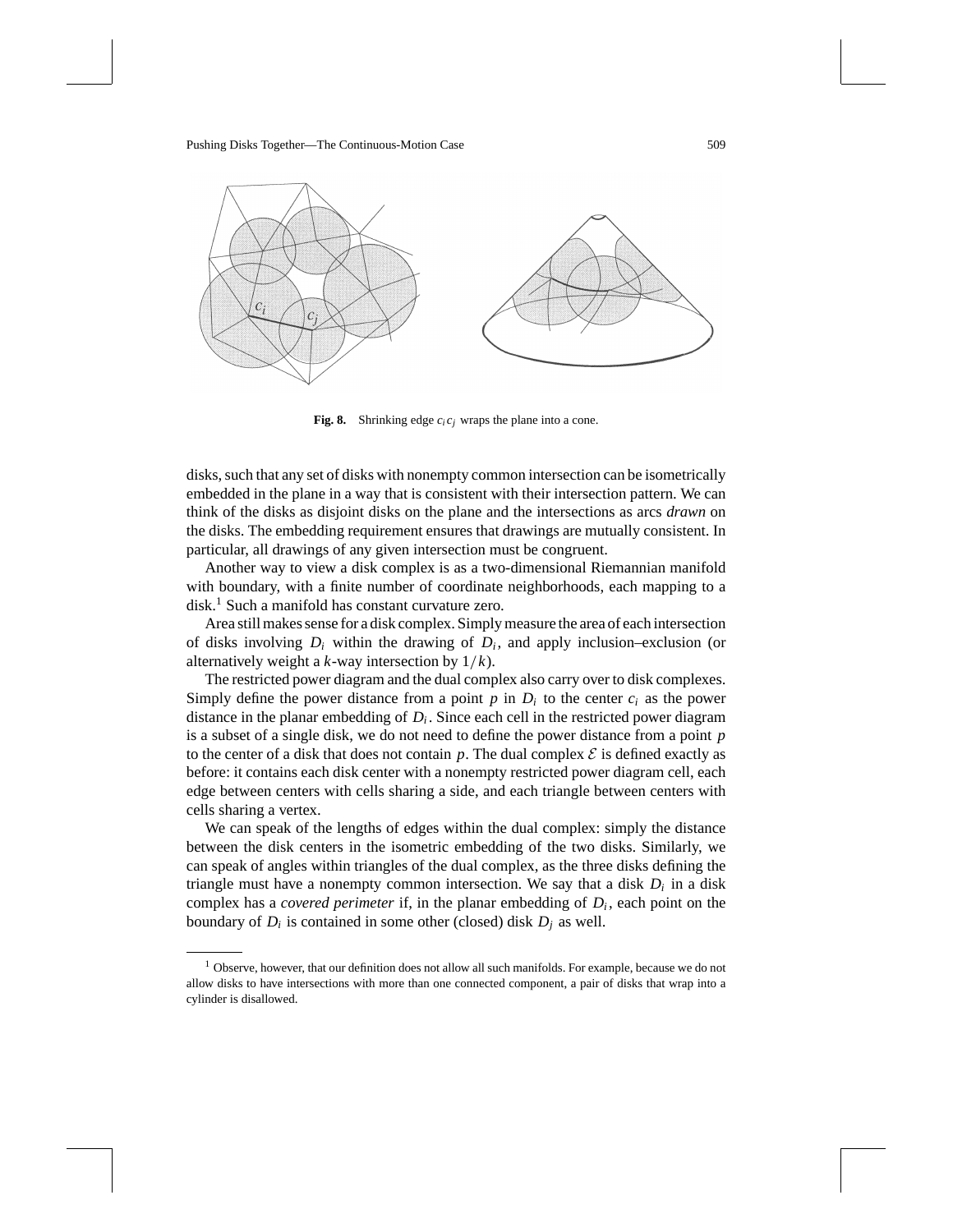**Fig. 8.** Shrinking edge $c_i c_j$ wraps the plane into a cone.

disks, such that any set of disks with nonempty common intersection can be isometrically embedded in the plane in a way that is consistent with their intersection pattern. We can think of the disks as disjoint disks on the plane and the intersections as arcs *drawn* on the disks. The embedding requirement ensures that drawings are mutually consistent. In particular, all drawings of any given intersection must be congruent.

Another way to view a disk complex is as a two-dimensional Riemannian manifold with boundary, with a finite number of coordinate neighborhoods, each mapping to a disk.[1] Such a manifold has constant curvature zero.

Area still makes sense for a disk complex. Simply measure the area of each intersection of disks involving $D_i$ within the drawing of $D_i$, and apply inclusion–exclusion (or alternatively weight a $k$-way intersection by $1/k$).

The restricted power diagram and the dual complex also carry over to disk complexes. Simply define the power distance from a point $p$ in $D_i$ to the center $c_i$ as the power distance in the planar embedding of $D_i$. Since each cell in the restricted power diagram is a subset of a single disk, we do not need to define the power distance from a point $p$ to the center of a disk that does not contain $p$. The dual complex $\mathcal{E}$ is defined exactly as before: it contains each disk center with a nonempty restricted power diagram cell, each edge between centers with cells sharing a side, and each triangle between centers with cells sharing a vertex.

We can speak of the lengths of edges within the dual complex: simply the distance between the disk centers in the isometric embedding of the two disks. Similarly, we can speak of angles within triangles of the dual complex, as the three disks defining the triangle must have a nonempty common intersection. We say that a disk $D_i$ in a disk complex has a *covered perimeter* if, in the planar embedding of $D_i$, each point on the boundary of $D_i$ is contained in some other (closed) disk $D_j$ as well.

[1] Observe, however, that our definition does not allow all such manifolds. For example, because we do not allow disks to have intersections with more than one connected component, a pair of disks that wrap into a cylinder is disallowed.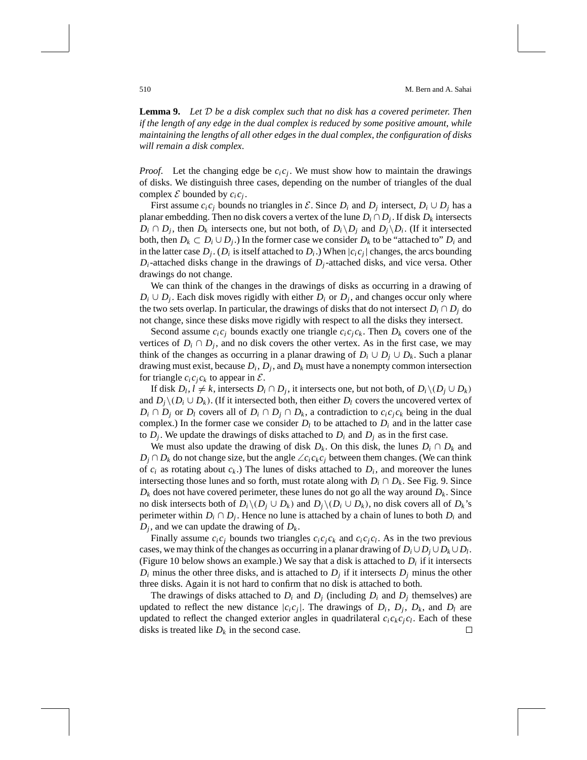**Lemma 9.** *Let $\mathcal{D}$ be a disk complex such that no disk has a covered perimeter. Then if the length of any edge in the dual complex is reduced by some positive amount, while maintaining the lengths of all other edges in the dual complex, the configuration of disks will remain a disk complex.*

*Proof*. Let the changing edge be $c_i c_j$. We must show how to maintain the drawings of disks. We distinguish three cases, depending on the number of triangles of the dual complex $\mathcal{E}$ bounded by $c_i c_j$.

First assume $c_i c_j$ bounds no triangles in $\mathcal{E}$. Since $D_i$ and $D_j$ intersect, $D_i \cup D_j$ has a planar embedding. Then no disk covers a vertex of the lune $D_i \cap D_j$. If disk $D_k$ intersects $D_i \cap D_j$, then $D_k$ intersects one, but not both, of $D_i \backslash D_j$ and $D_j \backslash D_i$. (If it intersected both, then $D_k \subset D_i \cup D_j$.) In the former case we consider $D_k$ to be "attached to" $D_i$ and in the latter case $D_j$. ($D_i$ is itself attached to $D_i$.) When $|c_i c_j|$ changes, the arcs bounding $D_i$-attached disks change in the drawings of $D_j$-attached disks, and vice versa. Other drawings do not change.

We can think of the changes in the drawings of disks as occurring in a drawing of $D_i \cup D_j$. Each disk moves rigidly with either $D_i$ or $D_j$, and changes occur only where the two sets overlap. In particular, the drawings of disks that do not intersect $D_i \cap D_j$ do not change, since these disks move rigidly with respect to all the disks they intersect.

Second assume $c_i c_j$ bounds exactly one triangle $c_i c_j c_k$. Then $D_k$ covers one of the vertices of $D_i \cap D_j$, and no disk covers the other vertex. As in the first case, we may think of the changes as occurring in a planar drawing of $D_i \cup D_j \cup D_k$. Such a planar drawing must exist, because $D_i$, $D_j$, and $D_k$ must have a nonempty common intersection for triangle $c_i c_j c_k$ to appear in $\mathcal{E}$.

If disk $D_l$, $l \neq k$, intersects $D_i \cap D_j$, it intersects one, but not both, of $D_i \backslash (D_j \cup D_k)$ and $D_j \backslash (D_i \cup D_k)$. (If it intersected both, then either $D_l$ covers the uncovered vertex of $D_i \cap D_j$ or $D_l$ covers all of $D_i \cap D_j \cap D_k$, a contradiction to $c_i c_j c_k$ being in the dual complex.) In the former case we consider $D_l$ to be attached to $D_i$ and in the latter case to $D_j$. We update the drawings of disks attached to $D_i$ and $D_j$ as in the first case.

We must also update the drawing of disk $D_k$. On this disk, the lunes $D_i \cap D_k$ and $D_j \cap D_k$ do not change size, but the angle $\angle c_i c_k c_j$ between them changes. (We can think of $c_i$ as rotating about $c_k$.) The lunes of disks attached to $D_i$, and moreover the lunes intersecting those lunes and so forth, must rotate along with $D_i \cap D_k$. See Fig. 9. Since $D_k$ does not have covered perimeter, these lunes do not go all the way around $D_k$. Since no disk intersects both of $D_i \backslash (D_j \cup D_k)$ and $D_j \backslash (D_i \cup D_k)$, no disk covers all of $D_k$'s perimeter within $D_i \cap D_j$. Hence no lune is attached by a chain of lunes to both $D_i$ and $D_j$, and we can update the drawing of $D_k$.

Finally assume $c_i c_j$ bounds two triangles $c_i c_j c_k$ and $c_i c_j c_l$. As in the two previous cases, we may think of the changes as occurring in a planar drawing of $D_i \cup D_j \cup D_k \cup D_l$. (Figure 10 below shows an example.) We say that a disk is attached to $D_i$ if it intersects $D_i$ minus the other three disks, and is attached to $D_j$ if it intersects $D_j$ minus the other three disks. Again it is not hard to confirm that no disk is attached to both.

The drawings of disks attached to $D_i$ and $D_j$ (including $D_i$ and $D_j$ themselves) are updated to reflect the new distance $|c_i c_j|$. The drawings of $D_i$, $D_j$, $D_k$, and $D_l$ are updated to reflect the changed exterior angles in quadrilateral $c_i c_k c_j c_l$. Each of these disks is treated like $D_k$ in the second case. $\square$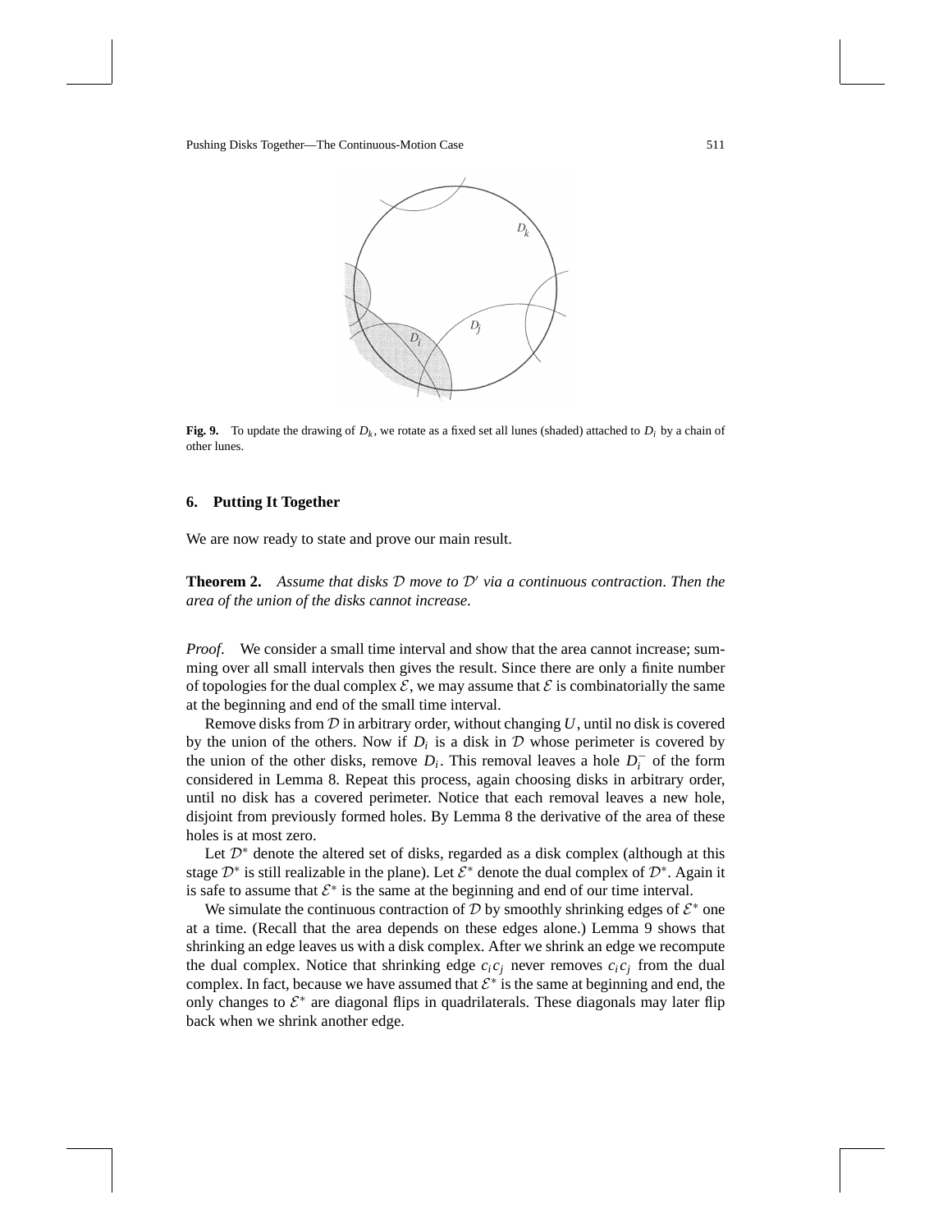**Fig. 9.** To update the drawing of $D_k$, we rotate as a fixed set all lunes (shaded) attached to $D_i$ by a chain of other lunes.

## 6. Putting It Together

We are now ready to state and prove our main result.

**Theorem 2.** *Assume that disks $\mathcal{D}$ move to $\mathcal{D}'$ via a continuous contraction. Then the area of the union of the disks cannot increase.*

*Proof.* We consider a small time interval and show that the area cannot increase; summing over all small intervals then gives the result. Since there are only a finite number of topologies for the dual complex $\mathcal{E}$, we may assume that $\mathcal{E}$ is combinatorially the same at the beginning and end of the small time interval.

Remove disks from $\mathcal{D}$ in arbitrary order, without changing $U$, until no disk is covered by the union of the others. Now if $D_i$ is a disk in $\mathcal{D}$ whose perimeter is covered by the union of the other disks, remove $D_i$. This removal leaves a hole $D_i^-$ of the form considered in Lemma 8. Repeat this process, again choosing disks in arbitrary order, until no disk has a covered perimeter. Notice that each removal leaves a new hole, disjoint from previously formed holes. By Lemma 8 the derivative of the area of these holes is at most zero.

Let $\mathcal{D}^*$ denote the altered set of disks, regarded as a disk complex (although at this stage $\mathcal{D}^*$ is still realizable in the plane). Let $\mathcal{E}^*$ denote the dual complex of $\mathcal{D}^*$. Again it is safe to assume that $\mathcal{E}^*$ is the same at the beginning and end of our time interval.

We simulate the continuous contraction of $\mathcal{D}$ by smoothly shrinking edges of $\mathcal{E}^*$ one at a time. (Recall that the area depends on these edges alone.) Lemma 9 shows that shrinking an edge leaves us with a disk complex. After we shrink an edge we recompute the dual complex. Notice that shrinking edge $c_i c_j$ never removes $c_i c_j$ from the dual complex. In fact, because we have assumed that $\mathcal{E}^*$ is the same at beginning and end, the only changes to $\mathcal{E}^*$ are diagonal flips in quadrilaterals. These diagonals may later flip back when we shrink another edge.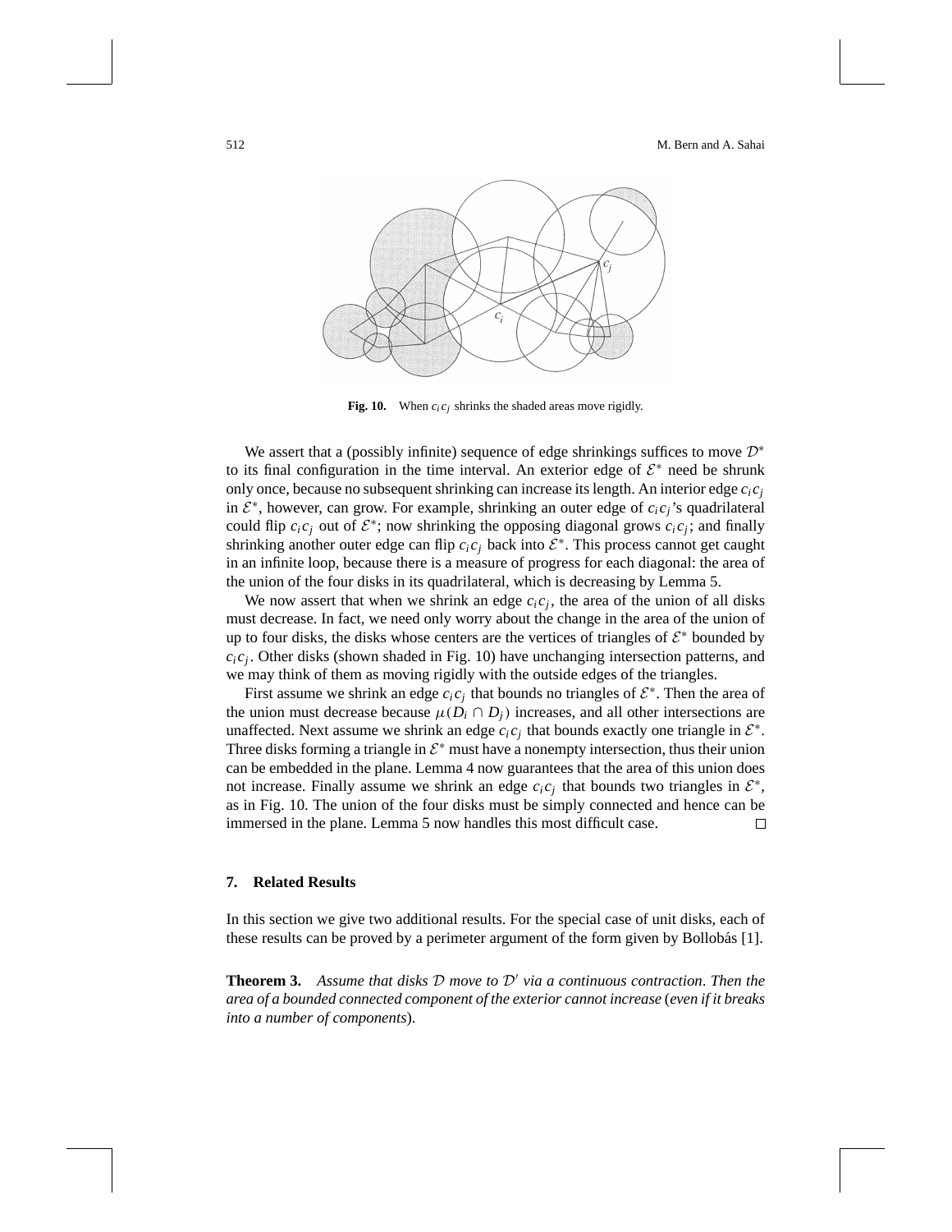**Fig. 10.** When $c_i c_j$ shrinks the shaded areas move rigidly.

We assert that a (possibly infinite) sequence of edge shrinkings suffices to move $\mathcal{D}^*$ to its final configuration in the time interval. An exterior edge of $\mathcal{E}^*$ need be shrunk only once, because no subsequent shrinking can increase its length. An interior edge $c_i c_j$ in $\mathcal{E}^*$, however, can grow. For example, shrinking an outer edge of $c_i c_j$'s quadrilateral could flip $c_i c_j$ out of $\mathcal{E}^*$; now shrinking the opposing diagonal grows $c_i c_j$; and finally shrinking another outer edge can flip $c_i c_j$ back into $\mathcal{E}^*$. This process cannot get caught in an infinite loop, because there is a measure of progress for each diagonal: the area of the union of the four disks in its quadrilateral, which is decreasing by Lemma 5.

We now assert that when we shrink an edge $c_i c_j$, the area of the union of all disks must decrease. In fact, we need only worry about the change in the area of the union of up to four disks, the disks whose centers are the vertices of triangles of $\mathcal{E}^*$ bounded by $c_i c_j$. Other disks (shown shaded in Fig. 10) have unchanging intersection patterns, and we may think of them as moving rigidly with the outside edges of the triangles.

First assume we shrink an edge $c_i c_j$ that bounds no triangles of $\mathcal{E}^*$. Then the area of the union must decrease because $\mu(D_i \cap D_j)$ increases, and all other intersections are unaffected. Next assume we shrink an edge $c_i c_j$ that bounds exactly one triangle in $\mathcal{E}^*$. Three disks forming a triangle in $\mathcal{E}^*$ must have a nonempty intersection, thus their union can be embedded in the plane. Lemma 4 now guarantees that the area of this union does not increase. Finally assume we shrink an edge $c_i c_j$ that bounds two triangles in $\mathcal{E}^*$, as in Fig. 10. The union of the four disks must be simply connected and hence can be immersed in the plane. Lemma 5 now handles this most difficult case. $\square$

## 7. Related Results

In this section we give two additional results. For the special case of unit disks, each of these results can be proved by a perimeter argument of the form given by Bollobás [1].

**Theorem 3.** *Assume that disks $\mathcal{D}$ move to $\mathcal{D}'$ via a continuous contraction. Then the area of a bounded connected component of the exterior cannot increase* (*even if it breaks into a number of components*).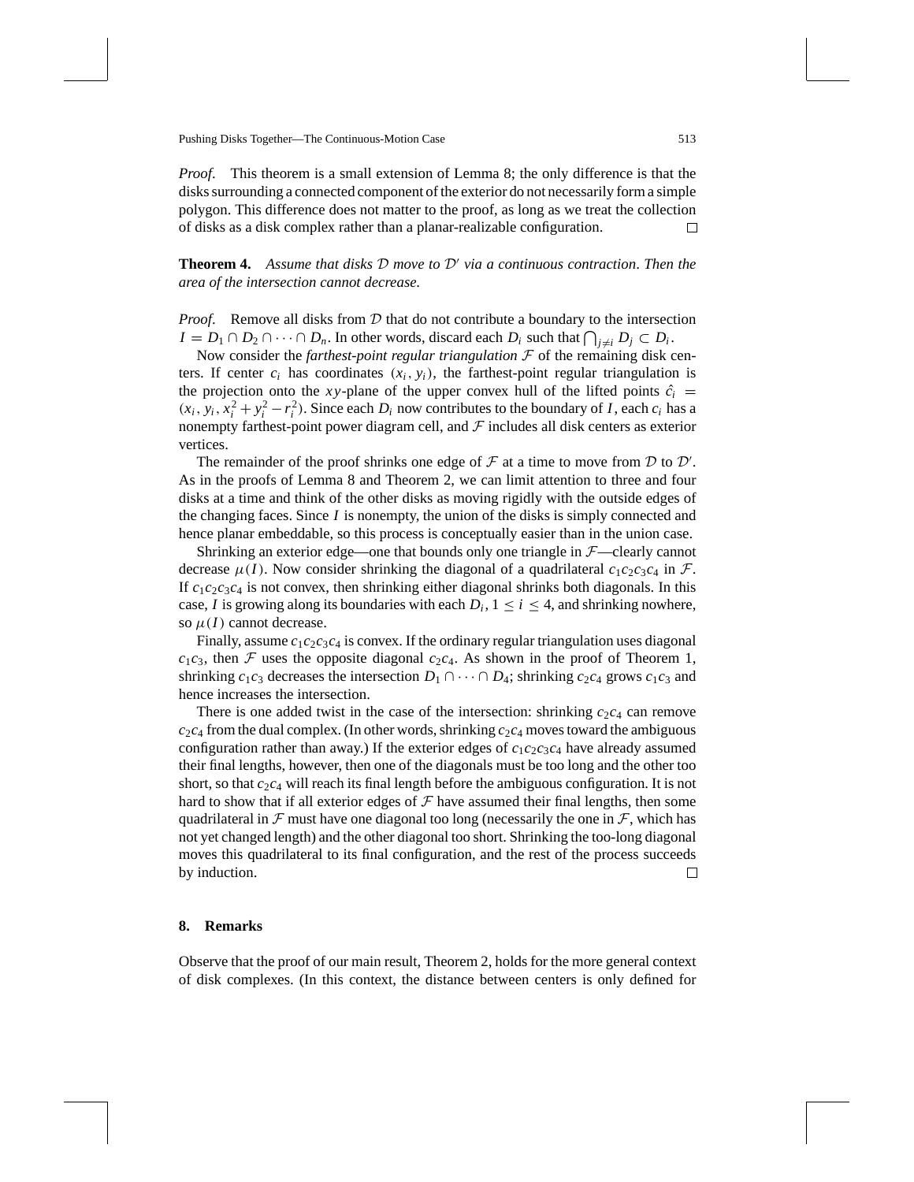*Proof.* This theorem is a small extension of Lemma 8; the only difference is that the disks surrounding a connected component of the exterior do not necessarily form a simple polygon. This difference does not matter to the proof, as long as we treat the collection of disks as a disk complex rather than a planar-realizable configuration. □

**Theorem 4.** *Assume that disks $\mathcal{D}$ move to $\mathcal{D}'$ via a continuous contraction. Then the area of the intersection cannot decrease.*

*Proof.* Remove all disks from $\mathcal{D}$ that do not contribute a boundary to the intersection $I = D_1 \cap D_2 \cap \cdots \cap D_n$. In other words, discard each $D_i$ such that $\bigcap_{j \neq i} D_j \subset D_i$.

Now consider the *farthest-point regular triangulation* $\mathcal{F}$ of the remaining disk centers. If center $c_i$ has coordinates $(x_i, y_i)$, the farthest-point regular triangulation is the projection onto the $xy$-plane of the upper convex hull of the lifted points $\hat{c}_i = (x_i, y_i, x_i^2 + y_i^2 - r_i^2)$. Since each $D_i$ now contributes to the boundary of $I$, each $c_i$ has a nonempty farthest-point power diagram cell, and $\mathcal{F}$ includes all disk centers as exterior vertices.

The remainder of the proof shrinks one edge of $\mathcal{F}$ at a time to move from $\mathcal{D}$ to $\mathcal{D}'$. As in the proofs of Lemma 8 and Theorem 2, we can limit attention to three and four disks at a time and think of the other disks as moving rigidly with the outside edges of the changing faces. Since $I$ is nonempty, the union of the disks is simply connected and hence planar embeddable, so this process is conceptually easier than in the union case.

Shrinking an exterior edge—one that bounds only one triangle in $\mathcal{F}$—clearly cannot decrease $\mu(I)$. Now consider shrinking the diagonal of a quadrilateral $c_1c_2c_3c_4$ in $\mathcal{F}$. If $c_1c_2c_3c_4$ is not convex, then shrinking either diagonal shrinks both diagonals. In this case, $I$ is growing along its boundaries with each $D_i$, $1 \leq i \leq 4$, and shrinking nowhere, so $\mu(I)$ cannot decrease.

Finally, assume $c_1c_2c_3c_4$ is convex. If the ordinary regular triangulation uses diagonal $c_1c_3$, then $\mathcal{F}$ uses the opposite diagonal $c_2c_4$. As shown in the proof of Theorem 1, shrinking $c_1c_3$ decreases the intersection $D_1 \cap \cdots \cap D_4$; shrinking $c_2c_4$ grows $c_1c_3$ and hence increases the intersection.

There is one added twist in the case of the intersection: shrinking $c_2c_4$ can remove $c_2c_4$ from the dual complex. (In other words, shrinking $c_2c_4$ moves toward the ambiguous configuration rather than away.) If the exterior edges of $c_1c_2c_3c_4$ have already assumed their final lengths, however, then one of the diagonals must be too long and the other too short, so that $c_2c_4$ will reach its final length before the ambiguous configuration. It is not hard to show that if all exterior edges of $\mathcal{F}$ have assumed their final lengths, then some quadrilateral in $\mathcal{F}$ must have one diagonal too long (necessarily the one in $\mathcal{F}$, which has not yet changed length) and the other diagonal too short. Shrinking the too-long diagonal moves this quadrilateral to its final configuration, and the rest of the process succeeds by induction. □

## 8. Remarks

Observe that the proof of our main result, Theorem 2, holds for the more general context of disk complexes. (In this context, the distance between centers is only defined for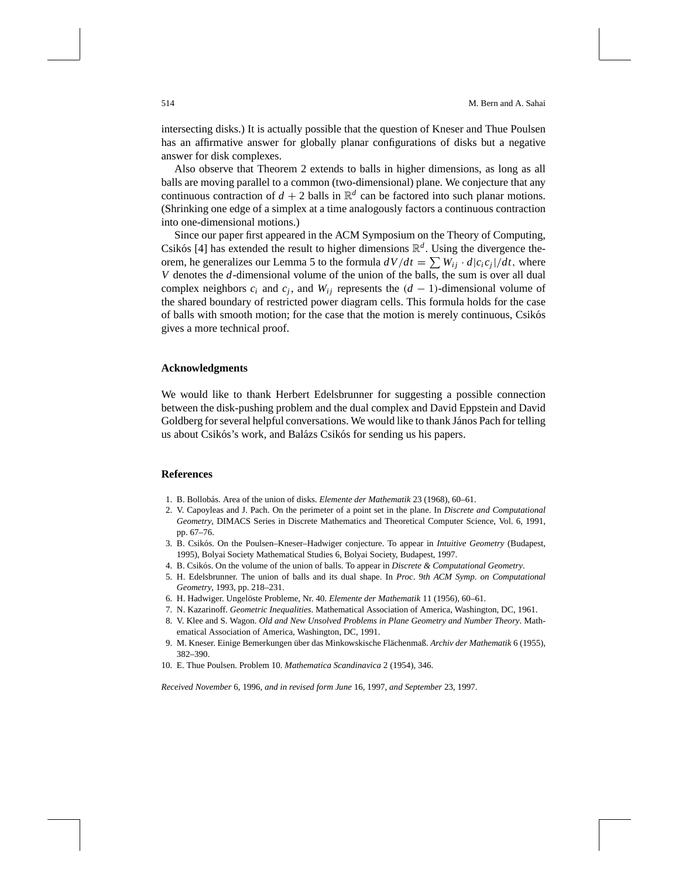intersecting disks.) It is actually possible that the question of Kneser and Thue Poulsen has an affirmative answer for globally planar configurations of disks but a negative answer for disk complexes.

Also observe that Theorem 2 extends to balls in higher dimensions, as long as all balls are moving parallel to a common (two-dimensional) plane. We conjecture that any continuous contraction of $d + 2$ balls in $\mathbb{R}^d$ can be factored into such planar motions. (Shrinking one edge of a simplex at a time analogously factors a continuous contraction into one-dimensional motions.)

Since our paper first appeared in the ACM Symposium on the Theory of Computing, Csikós [4] has extended the result to higher dimensions $\mathbb{R}^d$. Using the divergence theorem, he generalizes our Lemma 5 to the formula $dV/dt = \sum W_{ij} \cdot d|c_i c_j|/dt$, where $V$ denotes the $d$-dimensional volume of the union of the balls, the sum is over all dual complex neighbors $c_i$ and $c_j$, and $W_{ij}$ represents the $(d-1)$-dimensional volume of the shared boundary of restricted power diagram cells. This formula holds for the case of balls with smooth motion; for the case that the motion is merely continuous, Csikós gives a more technical proof.

## Acknowledgments

We would like to thank Herbert Edelsbrunner for suggesting a possible connection between the disk-pushing problem and the dual complex and David Eppstein and David Goldberg for several helpful conversations. We would like to thank János Pach for telling us about Csikós's work, and Balázs Csikós for sending us his papers.

## References

1. B. Bollobás. Area of the union of disks. *Elemente der Mathematik* 23 (1968), 60–61.
2. V. Capoyleas and J. Pach. On the perimeter of a point set in the plane. In *Discrete and Computational Geometry*, DIMACS Series in Discrete Mathematics and Theoretical Computer Science, Vol. 6, 1991, pp. 67–76.
3. B. Csikós. On the Poulsen–Kneser–Hadwiger conjecture. To appear in *Intuitive Geometry* (Budapest, 1995), Bolyai Society Mathematical Studies 6, Bolyai Society, Budapest, 1997.
4. B. Csikós. On the volume of the union of balls. To appear in *Discrete & Computational Geometry*.
5. H. Edelsbrunner. The union of balls and its dual shape. In *Proc. 9th ACM Symp. on Computational Geometry*, 1993, pp. 218–231.
6. H. Hadwiger. Ungelöste Probleme, Nr. 40. *Elemente der Mathematik* 11 (1956), 60–61.
7. N. Kazarinoff. *Geometric Inequalities*. Mathematical Association of America, Washington, DC, 1961.
8. V. Klee and S. Wagon. *Old and New Unsolved Problems in Plane Geometry and Number Theory*. Mathematical Association of America, Washington, DC, 1991.
9. M. Kneser. Einige Bemerkungen über das Minkowskische Flächenmaß. *Archiv der Mathematik* 6 (1955), 382–390.
10. E. Thue Poulsen. Problem 10. *Mathematica Scandinavica* 2 (1954), 346.

*Received November* 6, 1996, *and in revised form June* 16, 1997, *and September* 23, 1997.